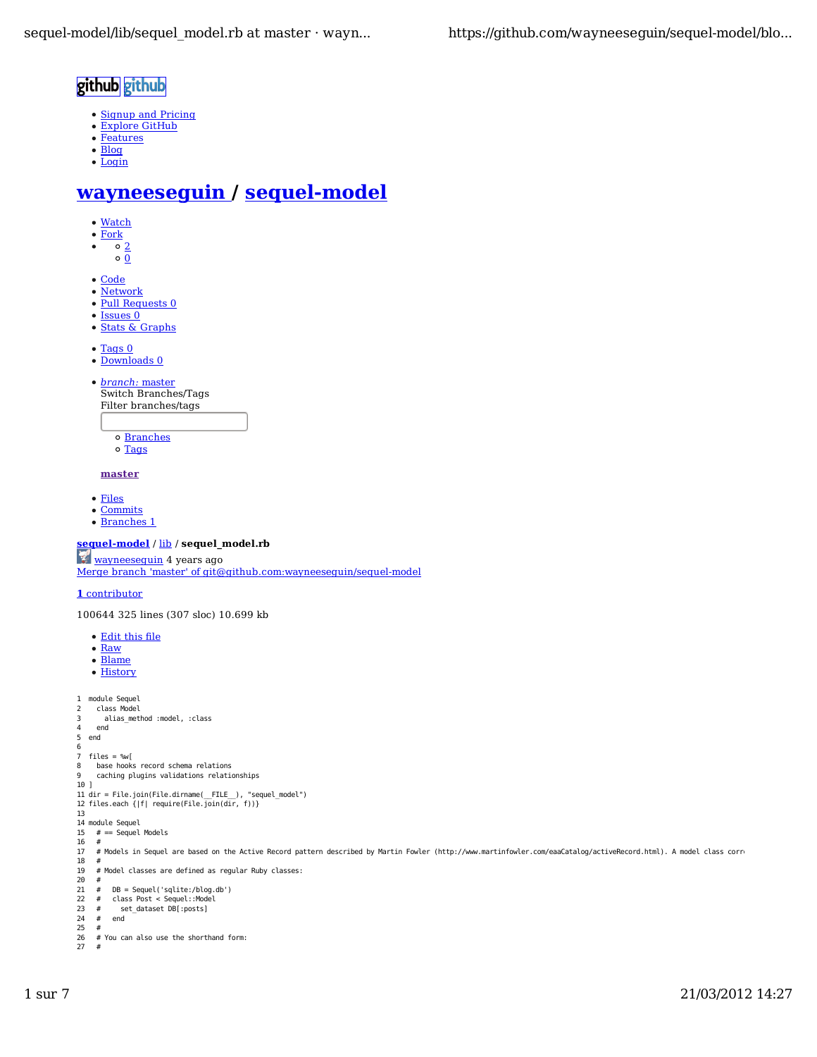github github

- Signup and Pricing
- Explore GitHub
- Features
- Blog
- Login

# wayneeseguin / sequel-model

- Watch
- Fork
- 
  - 2
  - 0

- Code
- Network
- Pull Requests 0
- Issues 0
- Stats & Graphs

- Tags 0
- Downloads 0

- *branch:* master
  Switch Branches/Tags
  Filter branches/tags
  - Branches
  - Tags

  **master**

- Files
- Commits
- Branches 1

**sequel-model** / lib / **sequel_model.rb**

wayneeseguin 4 years ago
Merge branch 'master' of git@github.com:wayneeseguin/sequel-model

**1** contributor

100644 325 lines (307 sloc) 10.699 kb

- Edit this file
- Raw
- Blame
- History

```
1  module Sequel
2    class Model
3      alias_method :model, :class
4    end
5  end
6
7  files = %w[
8    base hooks record schema relations
9    caching plugins validations relationships
10 ]
11 dir = File.join(File.dirname(__FILE__), "sequel_model")
12 files.each {|f| require(File.join(dir, f))}
13
14 module Sequel
15   # == Sequel Models
16   #
17   # Models in Sequel are based on the Active Record pattern described by Martin Fowler (http://www.martinfowler.com/eaaCatalog/activeRecord.html). A model class corr
18   #
19   # Model classes are defined as regular Ruby classes:
20   #
21   #   DB = Sequel('sqlite:/blog.db')
22   #   class Post < Sequel::Model
23   #     set_dataset DB[:posts]
24   #   end
25   #
26   # You can also use the shorthand form:
27   #
```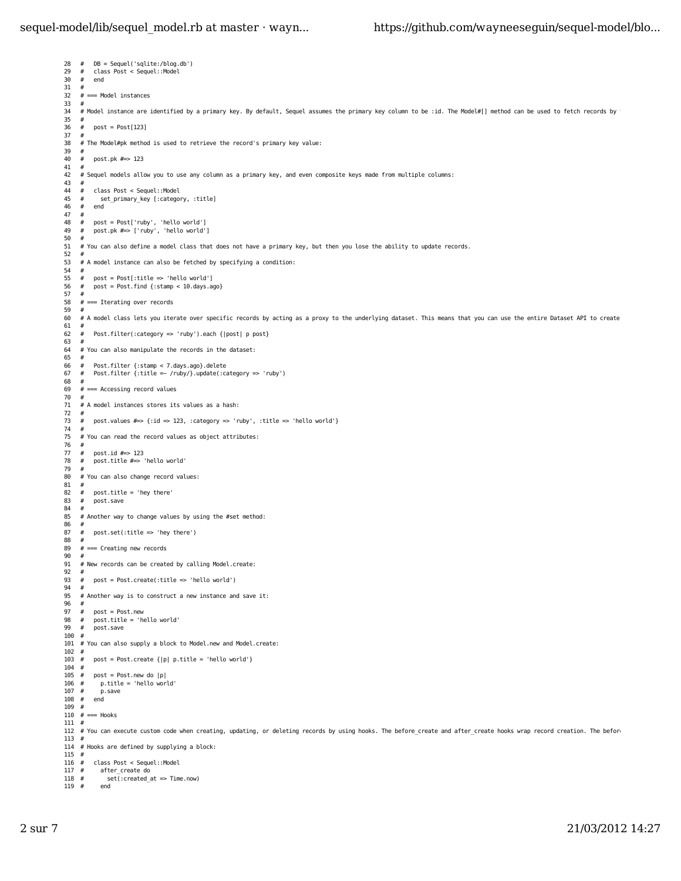```
28  #   DB = Sequel('sqlite:/blog.db')
29  #   class Post < Sequel::Model
30  #   end
31  #
32  # === Model instances
33  #
34  # Model instance are identified by a primary key. By default, Sequel assumes the primary key column to be :id. The Model#[] method can be used to fetch records by 
35  #
36  #   post = Post[123]
37  #
38  # The Model#pk method is used to retrieve the record's primary key value:
39  #
40  #   post.pk #=> 123
41  #
42  # Sequel models allow you to use any column as a primary key, and even composite keys made from multiple columns:
43  #
44  #   class Post < Sequel::Model
45  #     set_primary_key [:category, :title]
46  #   end
47  #
48  #   post = Post['ruby', 'hello world']
49  #   post.pk #=> ['ruby', 'hello world']
50  #
51  # You can also define a model class that does not have a primary key, but then you lose the ability to update records.
52  #
53  # A model instance can also be fetched by specifying a condition:
54  #
55  #   post = Post[:title => 'hello world']
56  #   post = Post.find {:stamp < 10.days.ago}
57  #
58  # === Iterating over records
59  #
60  # A model class lets you iterate over specific records by acting as a proxy to the underlying dataset. This means that you can use the entire Dataset API to create
61  #
62  #   Post.filter(:category => 'ruby').each {|post| p post}
63  #
64  # You can also manipulate the records in the dataset:
65  #
66  #   Post.filter {:stamp < 7.days.ago}.delete
67  #   Post.filter {:title =~ /ruby/}.update(:category => 'ruby')
68  #
69  # === Accessing record values
70  #
71  # A model instances stores its values as a hash:
72  #
73  #   post.values #=> {:id => 123, :category => 'ruby', :title => 'hello world'}
74  #
75  # You can read the record values as object attributes:
76  #
77  #   post.id #=> 123
78  #   post.title #=> 'hello world'
79  #
80  # You can also change record values:
81  #
82  #   post.title = 'hey there'
83  #   post.save
84  #
85  # Another way to change values by using the #set method:
86  #
87  #   post.set(:title => 'hey there')
88  #
89  # === Creating new records
90  #
91  # New records can be created by calling Model.create:
92  #
93  #   post = Post.create(:title => 'hello world')
94  #
95  # Another way is to construct a new instance and save it:
96  #
97  #   post = Post.new
98  #   post.title = 'hello world'
99  #   post.save
100 #
101 # You can also supply a block to Model.new and Model.create:
102 #
103 #   post = Post.create {|p| p.title = 'hello world'}
104 #
105 #   post = Post.new do |p|
106 #     p.title = 'hello world'
107 #     p.save
108 #   end
109 #
110 # === Hooks
111 #
112 # You can execute custom code when creating, updating, or deleting records by using hooks. The before_create and after_create hooks wrap record creation. The befor
113 #
114 # Hooks are defined by supplying a block:
115 #
116 #   class Post < Sequel::Model
117 #     after_create do
118 #       set(:created_at => Time.now)
119 #     end
```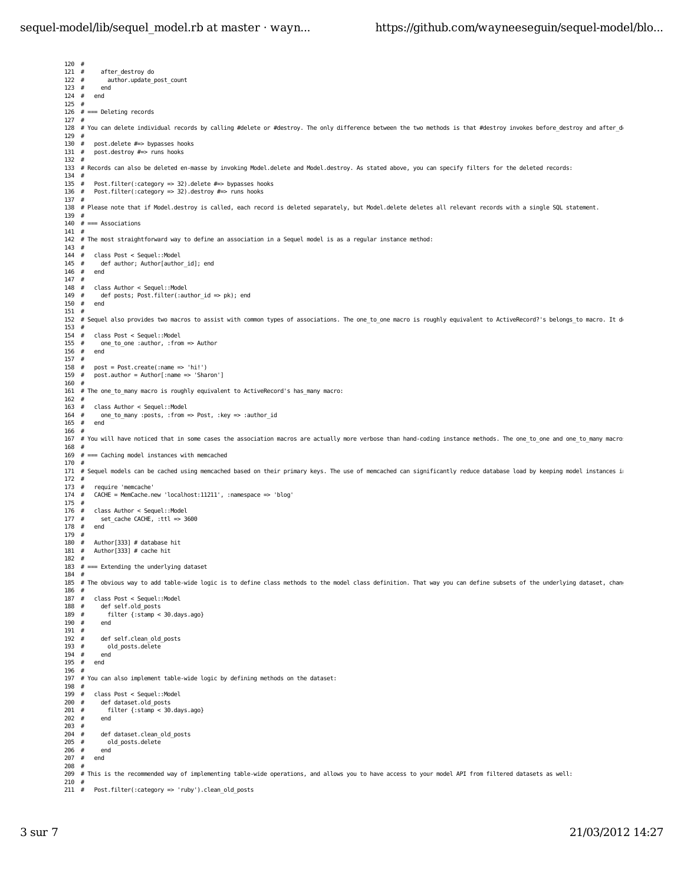```
120 #
121 #     after_destroy do
122 #       author.update_post_count
123 #     end
124 #   end
125 #
126 # === Deleting records
127 #
128 # You can delete individual records by calling #delete or #destroy. The only difference between the two methods is that #destroy invokes before_destroy and after_d
129 #
130 #   post.delete #=> bypasses hooks
131 #   post.destroy #=> runs hooks
132 #
133 # Records can also be deleted en-masse by invoking Model.delete and Model.destroy. As stated above, you can specify filters for the deleted records:
134 #
135 #   Post.filter(:category => 32).delete #=> bypasses hooks
136 #   Post.filter(:category => 32).destroy #=> runs hooks
137 #
138 # Please note that if Model.destroy is called, each record is deleted separately, but Model.delete deletes all relevant records with a single SQL statement.
139 #
140 # === Associations
141 #
142 # The most straightforward way to define an association in a Sequel model is as a regular instance method:
143 #
144 #   class Post < Sequel::Model
145 #     def author; Author[author_id]; end
146 #   end
147 #
148 #   class Author < Sequel::Model
149 #     def posts; Post.filter(:author_id => pk); end
150 #   end
151 #
152 # Sequel also provides two macros to assist with common types of associations. The one_to_one macro is roughly equivalent to ActiveRecord?'s belongs_to macro. It d
153 #
154 #   class Post < Sequel::Model
155 #     one_to_one :author, :from => Author
156 #   end
157 #
158 #   post = Post.create(:name => 'hi!')
159 #   post.author = Author[:name => 'Sharon']
160 #
161 # The one_to_many macro is roughly equivalent to ActiveRecord's has_many macro:
162 #
163 #   class Author < Sequel::Model
164 #     one_to_many :posts, :from => Post, :key => :author_id
165 #   end
166 #
167 # You will have noticed that in some cases the association macros are actually more verbose than hand-coding instance methods. The one_to_one and one_to_many macro
168 #
169 # === Caching model instances with memcached
170 #
171 # Sequel models can be cached using memcached based on their primary keys. The use of memcached can significantly reduce database load by keeping model instances i
172 #
173 #   require 'memcache'
174 #   CACHE = MemCache.new 'localhost:11211', :namespace => 'blog'
175 #
176 #   class Author < Sequel::Model
177 #     set_cache CACHE, :ttl => 3600
178 #   end
179 #
180 #   Author[333] # database hit
181 #   Author[333] # cache hit
182 #
183 # === Extending the underlying dataset
184 #
185 # The obvious way to add table-wide logic is to define class methods to the model class definition. That way you can define subsets of the underlying dataset, chan
186 #
187 #   class Post < Sequel::Model
188 #     def self.old_posts
189 #       filter {:stamp < 30.days.ago}
190 #     end
191 #
192 #     def self.clean_old_posts
193 #       old_posts.delete
194 #     end
195 #   end
196 #
197 # You can also implement table-wide logic by defining methods on the dataset:
198 #
199 #   class Post < Sequel::Model
200 #     def dataset.old_posts
201 #       filter {:stamp < 30.days.ago}
202 #     end
203 #
204 #     def dataset.clean_old_posts
205 #       old_posts.delete
206 #     end
207 #   end
208 #
209 # This is the recommended way of implementing table-wide operations, and allows you to have access to your model API from filtered datasets as well:
210 #
211 #   Post.filter(:category => 'ruby').clean_old_posts
```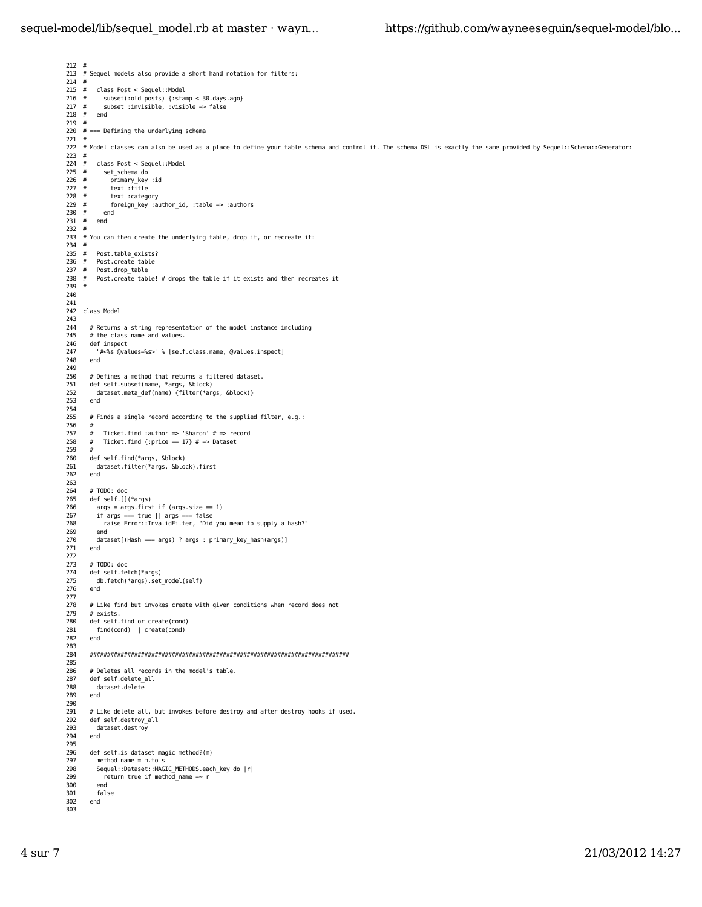```
212 #
213 # Sequel models also provide a short hand notation for filters:
214 #
215 #   class Post < Sequel::Model
216 #     subset(:old_posts) {:stamp < 30.days.ago}
217 #     subset :invisible, :visible => false
218 #   end
219 #
220 # === Defining the underlying schema
221 #
222 # Model classes can also be used as a place to define your table schema and control it. The schema DSL is exactly the same provided by Sequel::Schema::Generator:
223 #
224 #   class Post < Sequel::Model
225 #     set_schema do
226 #       primary_key :id
227 #       text :title
228 #       text :category
229 #       foreign_key :author_id, :table => :authors
230 #     end
231 #   end
232 #
233 # You can then create the underlying table, drop it, or recreate it:
234 #
235 #   Post.table_exists?
236 #   Post.create_table
237 #   Post.drop_table
238 #   Post.create_table! # drops the table if it exists and then recreates it
239 #
240
241
242 class Model
243
244   # Returns a string representation of the model instance including
245   # the class name and values.
246   def inspect
247     "#<%s @values=%s>" % [self.class.name, @values.inspect]
248   end
249
250   # Defines a method that returns a filtered dataset.
251   def self.subset(name, *args, &block)
252     dataset.meta_def(name) {filter(*args, &block)}
253   end
254
255   # Finds a single record according to the supplied filter, e.g.:
256   #
257   #   Ticket.find :author => 'Sharon' # => record
258   #   Ticket.find {:price == 17} # => Dataset
259   #
260   def self.find(*args, &block)
261     dataset.filter(*args, &block).first
262   end
263
264   # TODO: doc
265   def self.[](*args)
266     args = args.first if (args.size == 1)
267     if args === true || args === false
268       raise Error::InvalidFilter, "Did you mean to supply a hash?"
269     end
270     dataset[(Hash === args) ? args : primary_key_hash(args)]
271   end
272
273   # TODO: doc
274   def self.fetch(*args)
275     db.fetch(*args).set_model(self)
276   end
277
278   # Like find but invokes create with given conditions when record does not
279   # exists.
280   def self.find_or_create(cond)
281     find(cond) || create(cond)
282   end
283
284   ############################################################################
285
286   # Deletes all records in the model's table.
287   def self.delete_all
288     dataset.delete
289   end
290
291   # Like delete_all, but invokes before_destroy and after_destroy hooks if used.
292   def self.destroy_all
293     dataset.destroy
294   end
295
296   def self.is_dataset_magic_method?(m)
297     method_name = m.to_s
298     Sequel::Dataset::MAGIC_METHODS.each_key do |r|
299       return true if method_name =~ r
300     end
301     false
302   end
303
```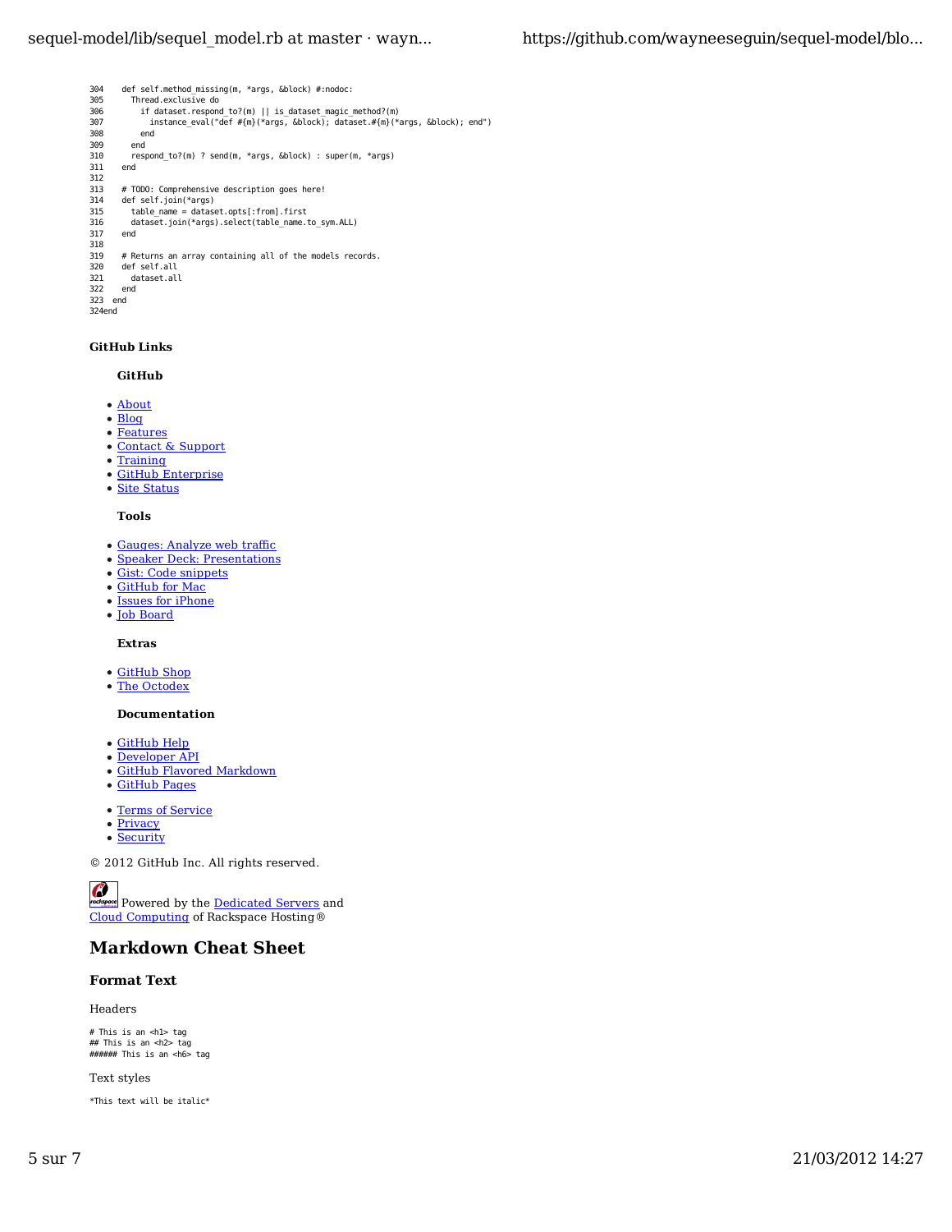```
304    def self.method_missing(m, *args, &block) #:nodoc:
305      Thread.exclusive do
306        if dataset.respond_to?(m) || is_dataset_magic_method?(m)
307          instance_eval("def #{m}(*args, &block); dataset.#{m}(*args, &block); end")
308        end
309      end
310      respond_to?(m) ? send(m, *args, &block) : super(m, *args)
311    end
312
313    # TODO: Comprehensive description goes here!
314    def self.join(*args)
315      table_name = dataset.opts[:from].first
316      dataset.join(*args).select(table_name.to_sym.ALL)
317    end
318
319    # Returns an array containing all of the models records.
320    def self.all
321      dataset.all
322    end
323  end
324end
```

#### GitHub Links

##### GitHub

- About
- Blog
- Features
- Contact & Support
- Training
- GitHub Enterprise
- Site Status

##### Tools

- Gauges: Analyze web traffic
- Speaker Deck: Presentations
- Gist: Code snippets
- GitHub for Mac
- Issues for iPhone
- Job Board

##### Extras

- GitHub Shop
- The Octodex

##### Documentation

- GitHub Help
- Developer API
- GitHub Flavored Markdown
- GitHub Pages

- Terms of Service
- Privacy
- Security

© 2012 GitHub Inc. All rights reserved.

Powered by the Dedicated Servers and Cloud Computing of Rackspace Hosting®

## Markdown Cheat Sheet

#### Format Text

Headers

```
# This is an <h1> tag
## This is an <h2> tag
###### This is an <h6> tag
```

Text styles

```
*This text will be italic*
```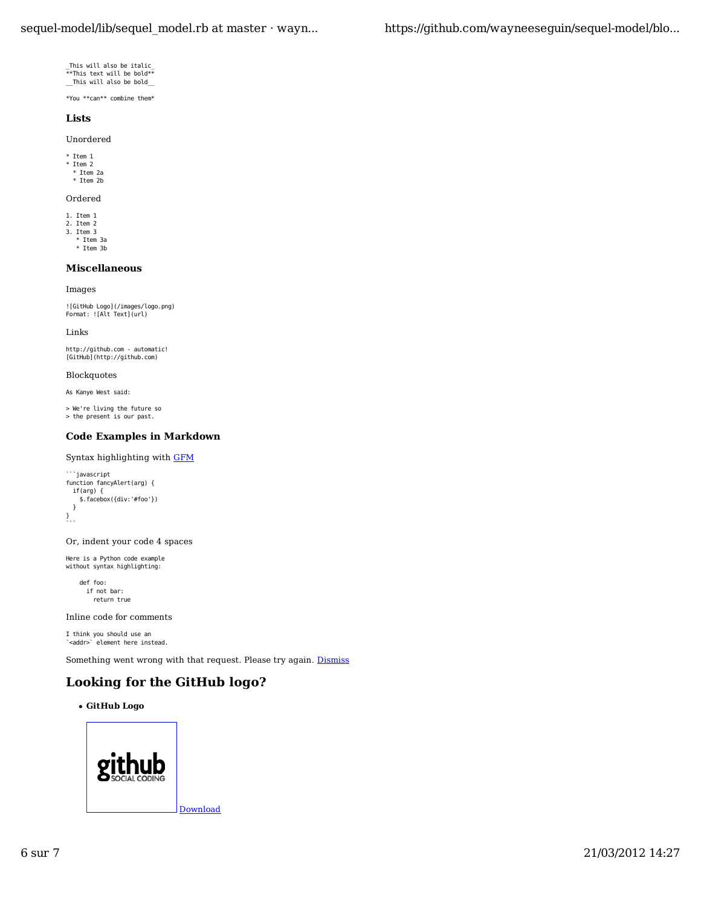```
_This will also be italic_
**This text will be bold**
__This will also be bold__

*You **can** combine them*
```

### Lists

Unordered

```
* Item 1
* Item 2
  * Item 2a
  * Item 2b
```

Ordered

```
1. Item 1
2. Item 2
3. Item 3
   * Item 3a
   * Item 3b
```

### Miscellaneous

Images

```
![GitHub Logo](/images/logo.png)
Format: ![Alt Text](url)
```

Links

```
http://github.com - automatic!
[GitHub](http://github.com)
```

Blockquotes

```
As Kanye West said:

> We're living the future so
> the present is our past.
```

### Code Examples in Markdown

Syntax highlighting with GFM

````
```javascript
function fancyAlert(arg) {
  if(arg) {
    $.facebox({div:'#foo'})
  }
}
```
````

Or, indent your code 4 spaces

```
Here is a Python code example
without syntax highlighting:

    def foo:
      if not bar:
        return true
```

Inline code for comments

```
I think you should use an
`<addr>` element here instead.
```

Something went wrong with that request. Please try again. Dismiss

## Looking for the GitHub logo?

- **GitHub Logo**

Download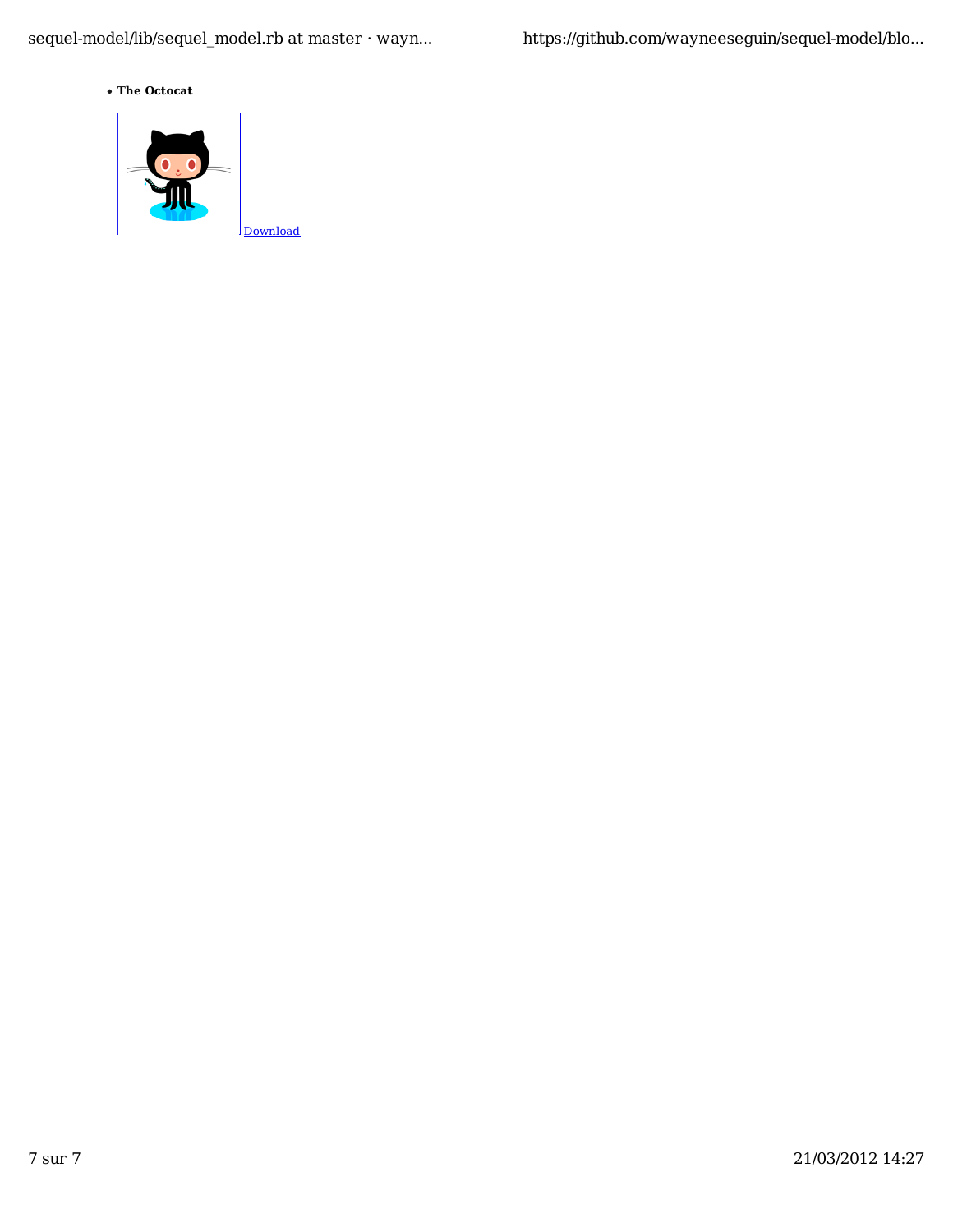- **The Octocat**

  Download